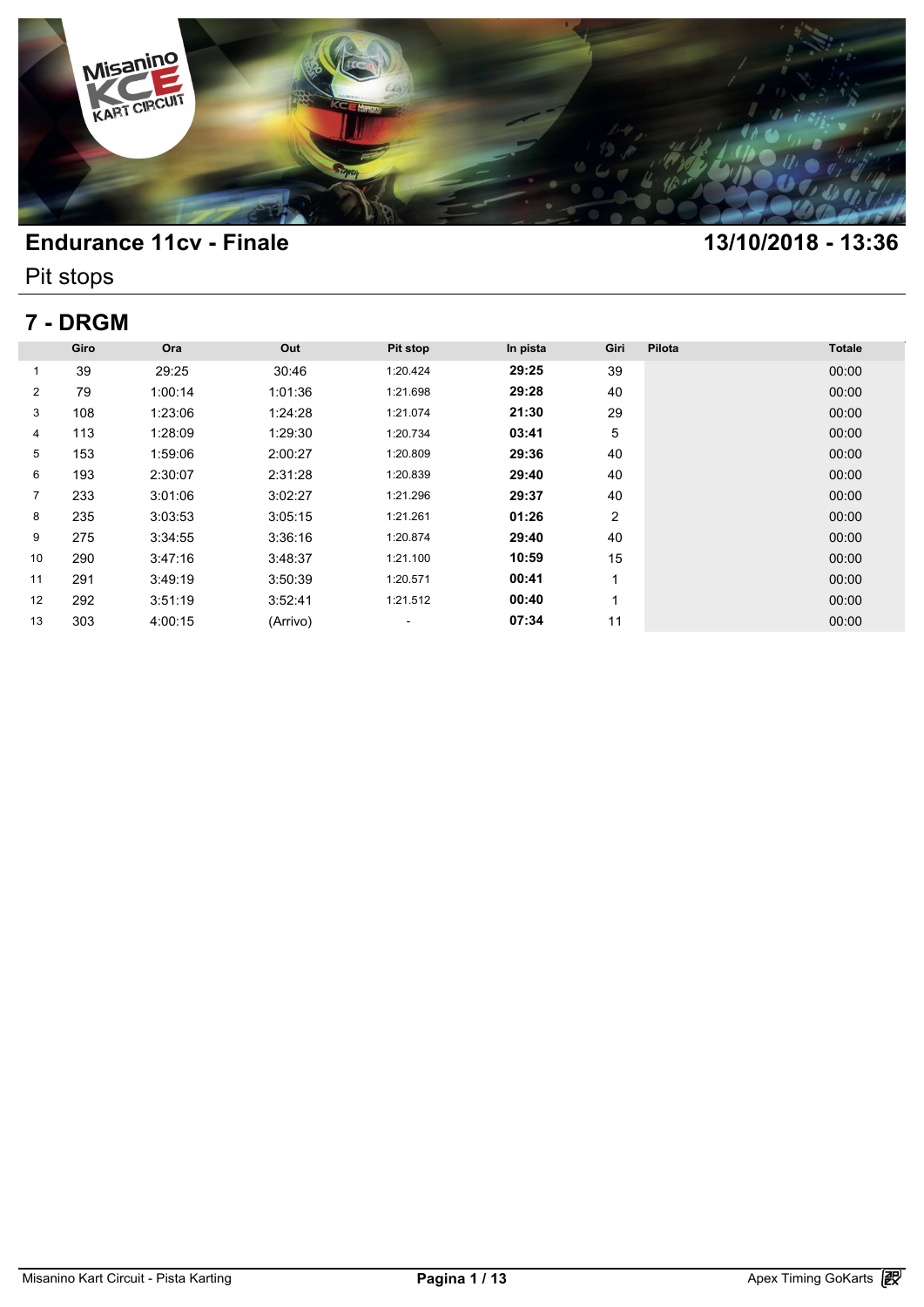# Endurance 11cv - Finale

**13/10/2018 - 13:36**

Pit stops

## 7 - DRGM

| | Giro | Ora | Out | Pit stop | In pista | Giri | Pilota | Totale |
|---|---|---|---|---|---|---|---|---|
| 1 | 39 | 29:25 | 30:46 | 1:20.424 | **29:25** | 39 | | 00:00 |
| 2 | 79 | 1:00:14 | 1:01:36 | 1:21.698 | **29:28** | 40 | | 00:00 |
| 3 | 108 | 1:23:06 | 1:24:28 | 1:21.074 | **21:30** | 29 | | 00:00 |
| 4 | 113 | 1:28:09 | 1:29:30 | 1:20.734 | **03:41** | 5 | | 00:00 |
| 5 | 153 | 1:59:06 | 2:00:27 | 1:20.809 | **29:36** | 40 | | 00:00 |
| 6 | 193 | 2:30:07 | 2:31:28 | 1:20.839 | **29:40** | 40 | | 00:00 |
| 7 | 233 | 3:01:06 | 3:02:27 | 1:21.296 | **29:37** | 40 | | 00:00 |
| 8 | 235 | 3:03:53 | 3:05:15 | 1:21.261 | **01:26** | 2 | | 00:00 |
| 9 | 275 | 3:34:55 | 3:36:16 | 1:20.874 | **29:40** | 40 | | 00:00 |
| 10 | 290 | 3:47:16 | 3:48:37 | 1:21.100 | **10:59** | 15 | | 00:00 |
| 11 | 291 | 3:49:19 | 3:50:39 | 1:20.571 | **00:41** | 1 | | 00:00 |
| 12 | 292 | 3:51:19 | 3:52:41 | 1:21.512 | **00:40** | 1 | | 00:00 |
| 13 | 303 | 4:00:15 | (Arrivo) | - | **07:34** | 11 | | 00:00 |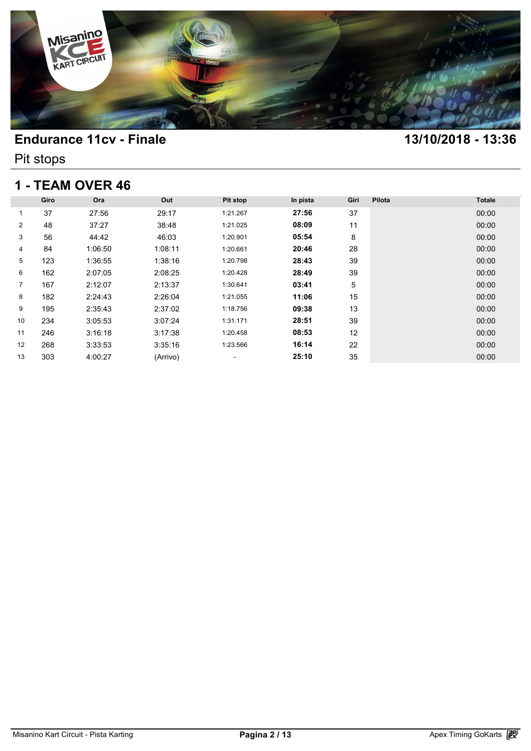# Endurance 11cv - Finale

**13/10/2018 - 13:36**

Pit stops

## 1 - TEAM OVER 46

| | Giro | Ora | Out | Pit stop | In pista | Giri | Pilota | Totale |
|---|---|---|---|---|---|---|---|---|
| 1 | 37 | 27:56 | 29:17 | 1:21.267 | **27:56** | 37 | | 00:00 |
| 2 | 48 | 37:27 | 38:48 | 1:21.025 | **08:09** | 11 | | 00:00 |
| 3 | 56 | 44:42 | 46:03 | 1:20.901 | **05:54** | 8 | | 00:00 |
| 4 | 84 | 1:06:50 | 1:08:11 | 1:20.661 | **20:46** | 28 | | 00:00 |
| 5 | 123 | 1:36:55 | 1:38:16 | 1:20.798 | **28:43** | 39 | | 00:00 |
| 6 | 162 | 2:07:05 | 2:08:25 | 1:20.428 | **28:49** | 39 | | 00:00 |
| 7 | 167 | 2:12:07 | 2:13:37 | 1:30.641 | **03:41** | 5 | | 00:00 |
| 8 | 182 | 2:24:43 | 2:26:04 | 1:21.055 | **11:06** | 15 | | 00:00 |
| 9 | 195 | 2:35:43 | 2:37:02 | 1:18.756 | **09:38** | 13 | | 00:00 |
| 10 | 234 | 3:05:53 | 3:07:24 | 1:31.171 | **28:51** | 39 | | 00:00 |
| 11 | 246 | 3:16:18 | 3:17:38 | 1:20.458 | **08:53** | 12 | | 00:00 |
| 12 | 268 | 3:33:53 | 3:35:16 | 1:23.566 | **16:14** | 22 | | 00:00 |
| 13 | 303 | 4:00:27 | (Arrivo) | - | **25:10** | 35 | | 00:00 |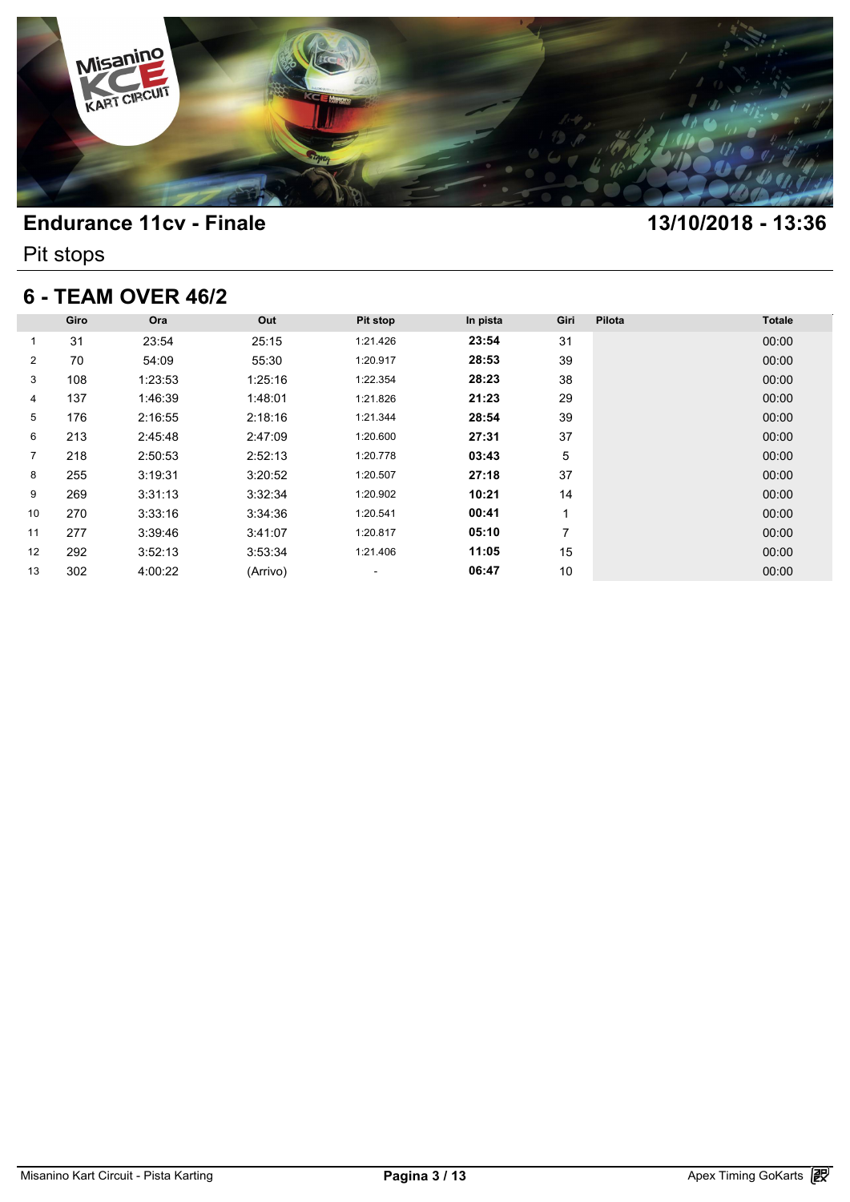# Endurance 11cv - Finale

**13/10/2018 - 13:36**

Pit stops

## 6 - TEAM OVER 46/2

| | Giro | Ora | Out | Pit stop | In pista | Giri | Pilota | Totale |
|---|---|---|---|---|---|---|---|---|
| 1 | 31 | 23:54 | 25:15 | 1:21.426 | **23:54** | 31 | | 00:00 |
| 2 | 70 | 54:09 | 55:30 | 1:20.917 | **28:53** | 39 | | 00:00 |
| 3 | 108 | 1:23:53 | 1:25:16 | 1:22.354 | **28:23** | 38 | | 00:00 |
| 4 | 137 | 1:46:39 | 1:48:01 | 1:21.826 | **21:23** | 29 | | 00:00 |
| 5 | 176 | 2:16:55 | 2:18:16 | 1:21.344 | **28:54** | 39 | | 00:00 |
| 6 | 213 | 2:45:48 | 2:47:09 | 1:20.600 | **27:31** | 37 | | 00:00 |
| 7 | 218 | 2:50:53 | 2:52:13 | 1:20.778 | **03:43** | 5 | | 00:00 |
| 8 | 255 | 3:19:31 | 3:20:52 | 1:20.507 | **27:18** | 37 | | 00:00 |
| 9 | 269 | 3:31:13 | 3:32:34 | 1:20.902 | **10:21** | 14 | | 00:00 |
| 10 | 270 | 3:33:16 | 3:34:36 | 1:20.541 | **00:41** | 1 | | 00:00 |
| 11 | 277 | 3:39:46 | 3:41:07 | 1:20.817 | **05:10** | 7 | | 00:00 |
| 12 | 292 | 3:52:13 | 3:53:34 | 1:21.406 | **11:05** | 15 | | 00:00 |
| 13 | 302 | 4:00:22 | (Arrivo) | - | **06:47** | 10 | | 00:00 |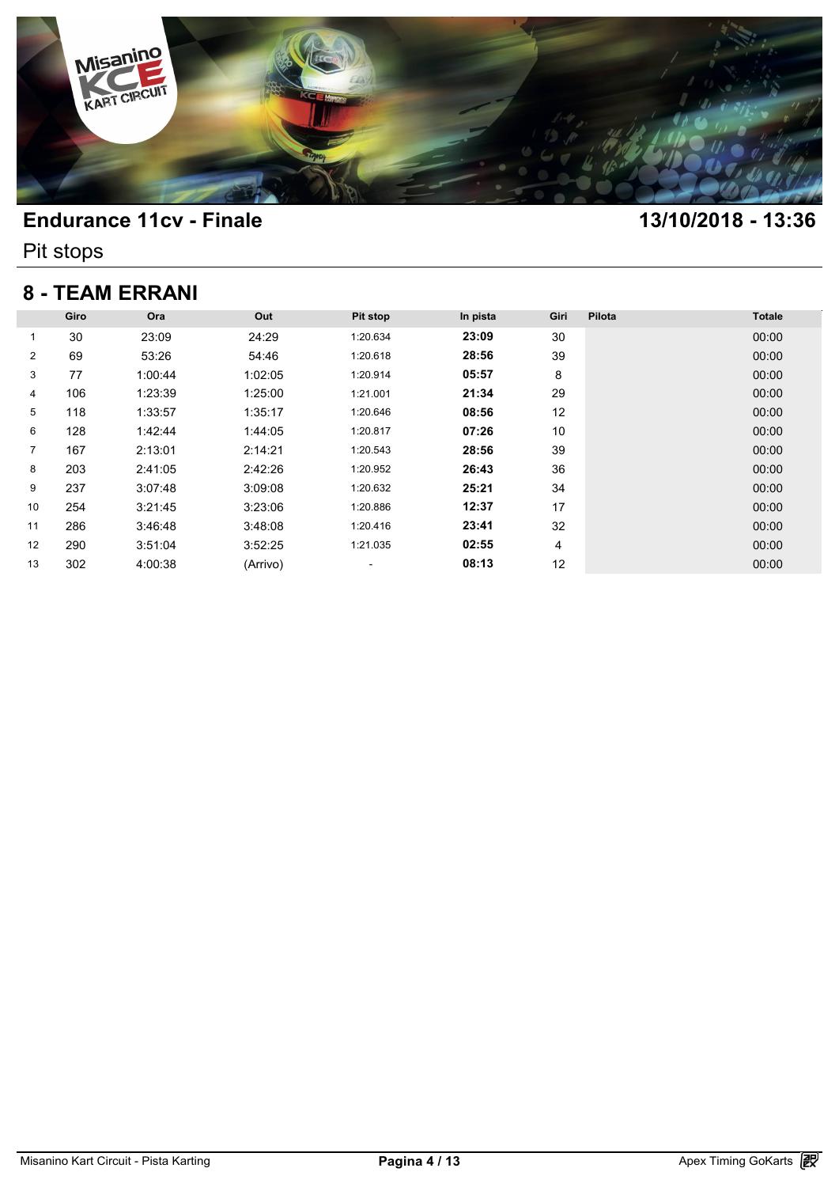# Endurance 11cv - Finale

**13/10/2018 - 13:36**

Pit stops

## 8 - TEAM ERRANI

| | Giro | Ora | Out | Pit stop | In pista | Giri | Pilota | Totale |
|---|---|---|---|---|---|---|---|---|
| 1 | 30 | 23:09 | 24:29 | 1:20.634 | **23:09** | 30 | | 00:00 |
| 2 | 69 | 53:26 | 54:46 | 1:20.618 | **28:56** | 39 | | 00:00 |
| 3 | 77 | 1:00:44 | 1:02:05 | 1:20.914 | **05:57** | 8 | | 00:00 |
| 4 | 106 | 1:23:39 | 1:25:00 | 1:21.001 | **21:34** | 29 | | 00:00 |
| 5 | 118 | 1:33:57 | 1:35:17 | 1:20.646 | **08:56** | 12 | | 00:00 |
| 6 | 128 | 1:42:44 | 1:44:05 | 1:20.817 | **07:26** | 10 | | 00:00 |
| 7 | 167 | 2:13:01 | 2:14:21 | 1:20.543 | **28:56** | 39 | | 00:00 |
| 8 | 203 | 2:41:05 | 2:42:26 | 1:20.952 | **26:43** | 36 | | 00:00 |
| 9 | 237 | 3:07:48 | 3:09:08 | 1:20.632 | **25:21** | 34 | | 00:00 |
| 10 | 254 | 3:21:45 | 3:23:06 | 1:20.886 | **12:37** | 17 | | 00:00 |
| 11 | 286 | 3:46:48 | 3:48:08 | 1:20.416 | **23:41** | 32 | | 00:00 |
| 12 | 290 | 3:51:04 | 3:52:25 | 1:21.035 | **02:55** | 4 | | 00:00 |
| 13 | 302 | 4:00:38 | (Arrivo) | - | **08:13** | 12 | | 00:00 |

Misanino Kart Circuit - Pista Karting

Apex Timing GoKarts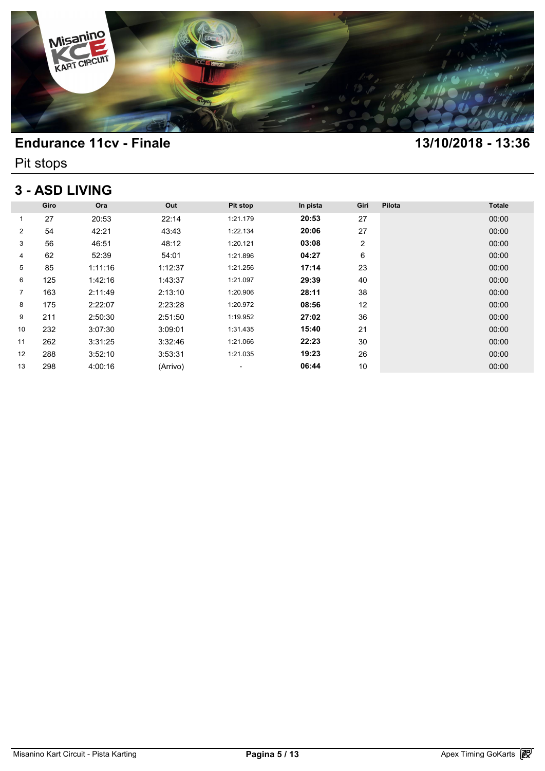# Endurance 11cv - Finale

**13/10/2018 - 13:36**

Pit stops

## 3 - ASD LIVING

| | Giro | Ora | Out | Pit stop | In pista | Giri | Pilota | Totale |
|---|---|---|---|---|---|---|---|---|
| 1 | 27 | 20:53 | 22:14 | 1:21.179 | **20:53** | 27 | | 00:00 |
| 2 | 54 | 42:21 | 43:43 | 1:22.134 | **20:06** | 27 | | 00:00 |
| 3 | 56 | 46:51 | 48:12 | 1:20.121 | **03:08** | 2 | | 00:00 |
| 4 | 62 | 52:39 | 54:01 | 1:21.896 | **04:27** | 6 | | 00:00 |
| 5 | 85 | 1:11:16 | 1:12:37 | 1:21.256 | **17:14** | 23 | | 00:00 |
| 6 | 125 | 1:42:16 | 1:43:37 | 1:21.097 | **29:39** | 40 | | 00:00 |
| 7 | 163 | 2:11:49 | 2:13:10 | 1:20.906 | **28:11** | 38 | | 00:00 |
| 8 | 175 | 2:22:07 | 2:23:28 | 1:20.972 | **08:56** | 12 | | 00:00 |
| 9 | 211 | 2:50:30 | 2:51:50 | 1:19.952 | **27:02** | 36 | | 00:00 |
| 10 | 232 | 3:07:30 | 3:09:01 | 1:31.435 | **15:40** | 21 | | 00:00 |
| 11 | 262 | 3:31:25 | 3:32:46 | 1:21.066 | **22:23** | 30 | | 00:00 |
| 12 | 288 | 3:52:10 | 3:53:31 | 1:21.035 | **19:23** | 26 | | 00:00 |
| 13 | 298 | 4:00:16 | (Arrivo) | - | **06:44** | 10 | | 00:00 |

Misanino Kart Circuit - Pista Karting

Apex Timing GoKarts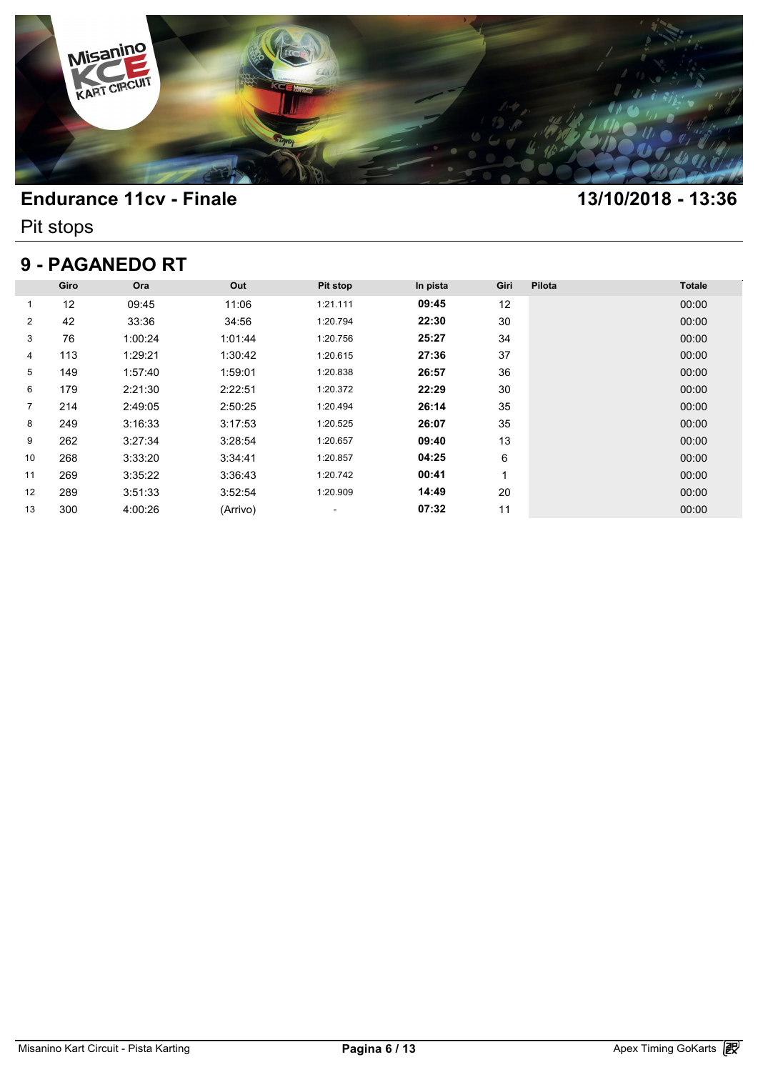# Endurance 11cv - Finale

**13/10/2018 - 13:36**

Pit stops

## 9 - PAGANEDO RT

| | Giro | Ora | Out | Pit stop | In pista | Giri | Pilota | Totale |
|---|---|---|---|---|---|---|---|---|
| 1 | 12 | 09:45 | 11:06 | 1:21.111 | **09:45** | 12 | | 00:00 |
| 2 | 42 | 33:36 | 34:56 | 1:20.794 | **22:30** | 30 | | 00:00 |
| 3 | 76 | 1:00:24 | 1:01:44 | 1:20.756 | **25:27** | 34 | | 00:00 |
| 4 | 113 | 1:29:21 | 1:30:42 | 1:20.615 | **27:36** | 37 | | 00:00 |
| 5 | 149 | 1:57:40 | 1:59:01 | 1:20.838 | **26:57** | 36 | | 00:00 |
| 6 | 179 | 2:21:30 | 2:22:51 | 1:20.372 | **22:29** | 30 | | 00:00 |
| 7 | 214 | 2:49:05 | 2:50:25 | 1:20.494 | **26:14** | 35 | | 00:00 |
| 8 | 249 | 3:16:33 | 3:17:53 | 1:20.525 | **26:07** | 35 | | 00:00 |
| 9 | 262 | 3:27:34 | 3:28:54 | 1:20.657 | **09:40** | 13 | | 00:00 |
| 10 | 268 | 3:33:20 | 3:34:41 | 1:20.857 | **04:25** | 6 | | 00:00 |
| 11 | 269 | 3:35:22 | 3:36:43 | 1:20.742 | **00:41** | 1 | | 00:00 |
| 12 | 289 | 3:51:33 | 3:52:54 | 1:20.909 | **14:49** | 20 | | 00:00 |
| 13 | 300 | 4:00:26 | (Arrivo) | - | **07:32** | 11 | | 00:00 |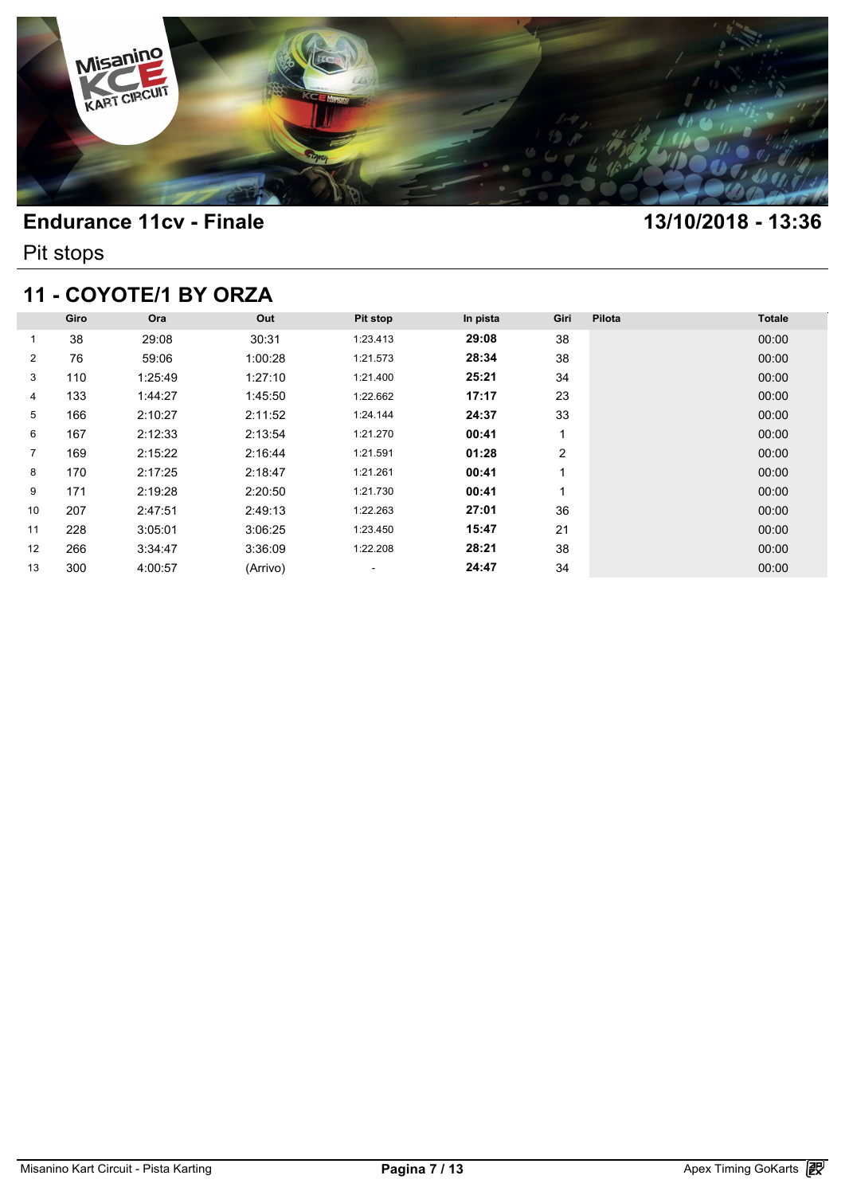# Endurance 11cv - Finale

**13/10/2018 - 13:36**

Pit stops

## 11 - COYOTE/1 BY ORZA

| | Giro | Ora | Out | Pit stop | In pista | Giri | Pilota | Totale |
|---|---|---|---|---|---|---|---|---|
| 1 | 38 | 29:08 | 30:31 | 1:23.413 | **29:08** | 38 | | 00:00 |
| 2 | 76 | 59:06 | 1:00:28 | 1:21.573 | **28:34** | 38 | | 00:00 |
| 3 | 110 | 1:25:49 | 1:27:10 | 1:21.400 | **25:21** | 34 | | 00:00 |
| 4 | 133 | 1:44:27 | 1:45:50 | 1:22.662 | **17:17** | 23 | | 00:00 |
| 5 | 166 | 2:10:27 | 2:11:52 | 1:24.144 | **24:37** | 33 | | 00:00 |
| 6 | 167 | 2:12:33 | 2:13:54 | 1:21.270 | **00:41** | 1 | | 00:00 |
| 7 | 169 | 2:15:22 | 2:16:44 | 1:21.591 | **01:28** | 2 | | 00:00 |
| 8 | 170 | 2:17:25 | 2:18:47 | 1:21.261 | **00:41** | 1 | | 00:00 |
| 9 | 171 | 2:19:28 | 2:20:50 | 1:21.730 | **00:41** | 1 | | 00:00 |
| 10 | 207 | 2:47:51 | 2:49:13 | 1:22.263 | **27:01** | 36 | | 00:00 |
| 11 | 228 | 3:05:01 | 3:06:25 | 1:23.450 | **15:47** | 21 | | 00:00 |
| 12 | 266 | 3:34:47 | 3:36:09 | 1:22.208 | **28:21** | 38 | | 00:00 |
| 13 | 300 | 4:00:57 | (Arrivo) | - | **24:47** | 34 | | 00:00 |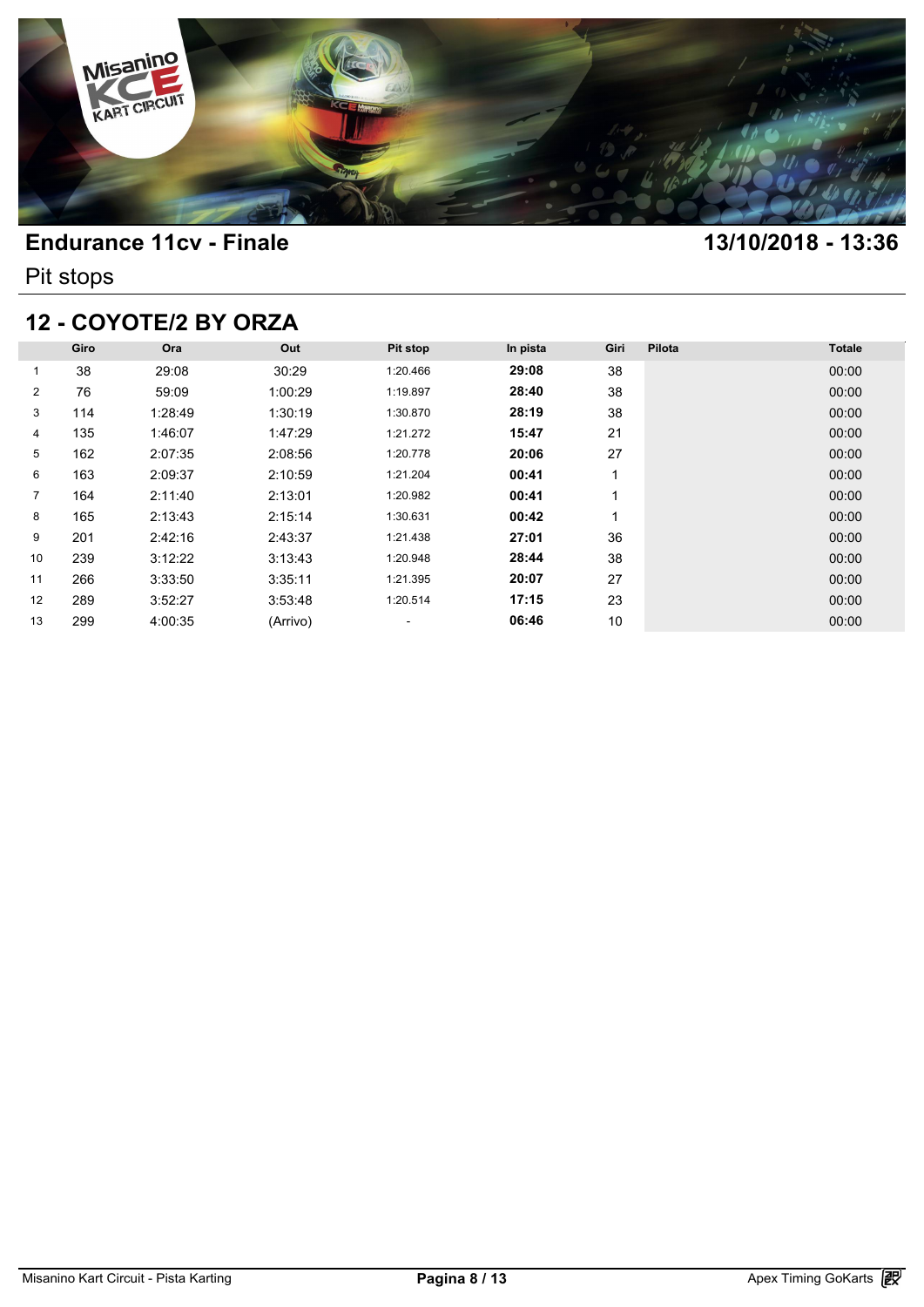# Endurance 11cv - Finale

**13/10/2018 - 13:36**

Pit stops

## 12 - COYOTE/2 BY ORZA

| | Giro | Ora | Out | Pit stop | In pista | Giri | Pilota | Totale |
|---|---|---|---|---|---|---|---|---|
| 1 | 38 | 29:08 | 30:29 | 1:20.466 | **29:08** | 38 | | 00:00 |
| 2 | 76 | 59:09 | 1:00:29 | 1:19.897 | **28:40** | 38 | | 00:00 |
| 3 | 114 | 1:28:49 | 1:30:19 | 1:30.870 | **28:19** | 38 | | 00:00 |
| 4 | 135 | 1:46:07 | 1:47:29 | 1:21.272 | **15:47** | 21 | | 00:00 |
| 5 | 162 | 2:07:35 | 2:08:56 | 1:20.778 | **20:06** | 27 | | 00:00 |
| 6 | 163 | 2:09:37 | 2:10:59 | 1:21.204 | **00:41** | 1 | | 00:00 |
| 7 | 164 | 2:11:40 | 2:13:01 | 1:20.982 | **00:41** | 1 | | 00:00 |
| 8 | 165 | 2:13:43 | 2:15:14 | 1:30.631 | **00:42** | 1 | | 00:00 |
| 9 | 201 | 2:42:16 | 2:43:37 | 1:21.438 | **27:01** | 36 | | 00:00 |
| 10 | 239 | 3:12:22 | 3:13:43 | 1:20.948 | **28:44** | 38 | | 00:00 |
| 11 | 266 | 3:33:50 | 3:35:11 | 1:21.395 | **20:07** | 27 | | 00:00 |
| 12 | 289 | 3:52:27 | 3:53:48 | 1:20.514 | **17:15** | 23 | | 00:00 |
| 13 | 299 | 4:00:35 | (Arrivo) | - | **06:46** | 10 | | 00:00 |

Misanino Kart Circuit - Pista Karting

Apex Timing GoKarts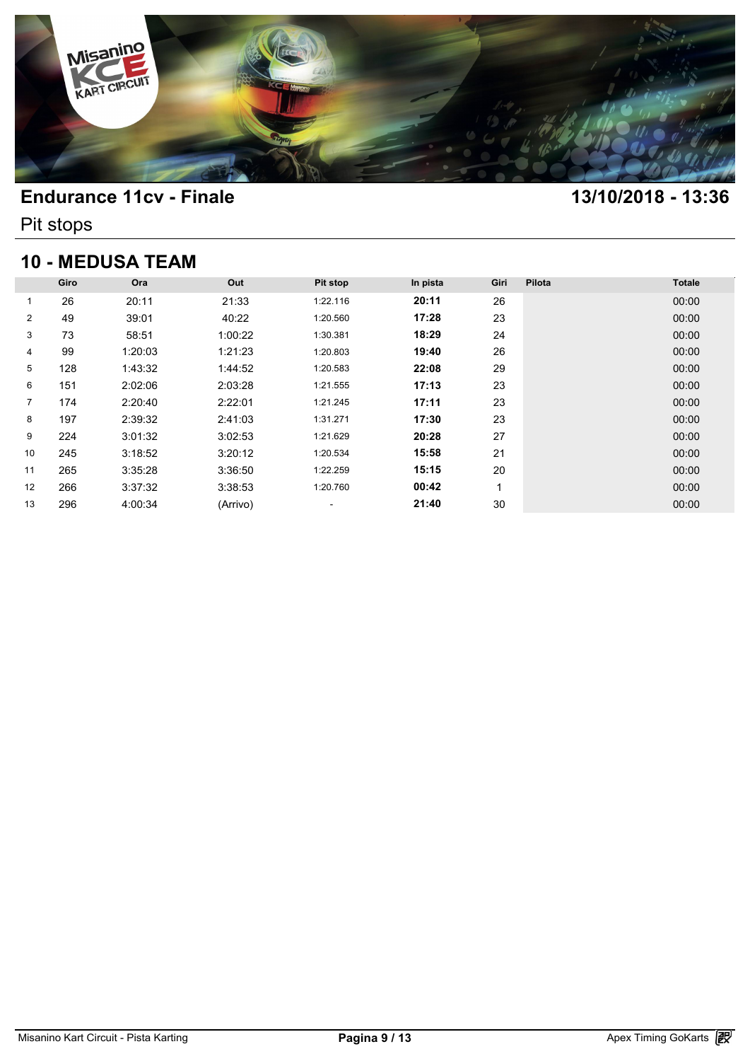# Endurance 11cv - Finale

**13/10/2018 - 13:36**

Pit stops

## 10 - MEDUSA TEAM

| | Giro | Ora | Out | Pit stop | In pista | Giri | Pilota | Totale |
|---|---|---|---|---|---|---|---|---|
| 1 | 26 | 20:11 | 21:33 | 1:22.116 | **20:11** | 26 | | 00:00 |
| 2 | 49 | 39:01 | 40:22 | 1:20.560 | **17:28** | 23 | | 00:00 |
| 3 | 73 | 58:51 | 1:00:22 | 1:30.381 | **18:29** | 24 | | 00:00 |
| 4 | 99 | 1:20:03 | 1:21:23 | 1:20.803 | **19:40** | 26 | | 00:00 |
| 5 | 128 | 1:43:32 | 1:44:52 | 1:20.583 | **22:08** | 29 | | 00:00 |
| 6 | 151 | 2:02:06 | 2:03:28 | 1:21.555 | **17:13** | 23 | | 00:00 |
| 7 | 174 | 2:20:40 | 2:22:01 | 1:21.245 | **17:11** | 23 | | 00:00 |
| 8 | 197 | 2:39:32 | 2:41:03 | 1:31.271 | **17:30** | 23 | | 00:00 |
| 9 | 224 | 3:01:32 | 3:02:53 | 1:21.629 | **20:28** | 27 | | 00:00 |
| 10 | 245 | 3:18:52 | 3:20:12 | 1:20.534 | **15:58** | 21 | | 00:00 |
| 11 | 265 | 3:35:28 | 3:36:50 | 1:22.259 | **15:15** | 20 | | 00:00 |
| 12 | 266 | 3:37:32 | 3:38:53 | 1:20.760 | **00:42** | 1 | | 00:00 |
| 13 | 296 | 4:00:34 | (Arrivo) | - | **21:40** | 30 | | 00:00 |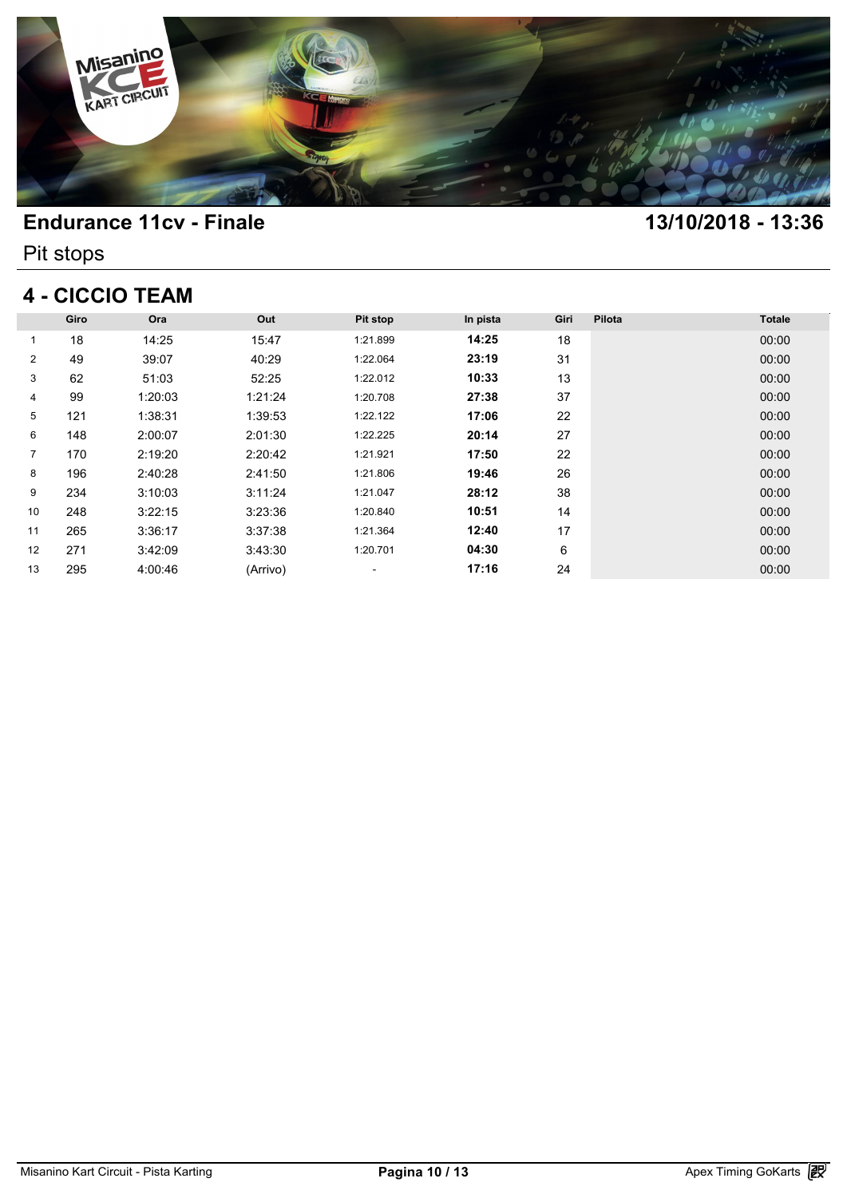## Endurance 11cv - Finale

**13/10/2018 - 13:36**

Pit stops

### 4 - CICCIO TEAM

| | Giro | Ora | Out | Pit stop | In pista | Giri | Pilota | Totale |
|---|---|---|---|---|---|---|---|---|
| 1 | 18 | 14:25 | 15:47 | 1:21.899 | **14:25** | 18 | | 00:00 |
| 2 | 49 | 39:07 | 40:29 | 1:22.064 | **23:19** | 31 | | 00:00 |
| 3 | 62 | 51:03 | 52:25 | 1:22.012 | **10:33** | 13 | | 00:00 |
| 4 | 99 | 1:20:03 | 1:21:24 | 1:20.708 | **27:38** | 37 | | 00:00 |
| 5 | 121 | 1:38:31 | 1:39:53 | 1:22.122 | **17:06** | 22 | | 00:00 |
| 6 | 148 | 2:00:07 | 2:01:30 | 1:22.225 | **20:14** | 27 | | 00:00 |
| 7 | 170 | 2:19:20 | 2:20:42 | 1:21.921 | **17:50** | 22 | | 00:00 |
| 8 | 196 | 2:40:28 | 2:41:50 | 1:21.806 | **19:46** | 26 | | 00:00 |
| 9 | 234 | 3:10:03 | 3:11:24 | 1:21.047 | **28:12** | 38 | | 00:00 |
| 10 | 248 | 3:22:15 | 3:23:36 | 1:20.840 | **10:51** | 14 | | 00:00 |
| 11 | 265 | 3:36:17 | 3:37:38 | 1:21.364 | **12:40** | 17 | | 00:00 |
| 12 | 271 | 3:42:09 | 3:43:30 | 1:20.701 | **04:30** | 6 | | 00:00 |
| 13 | 295 | 4:00:46 | (Arrivo) | - | **17:16** | 24 | | 00:00 |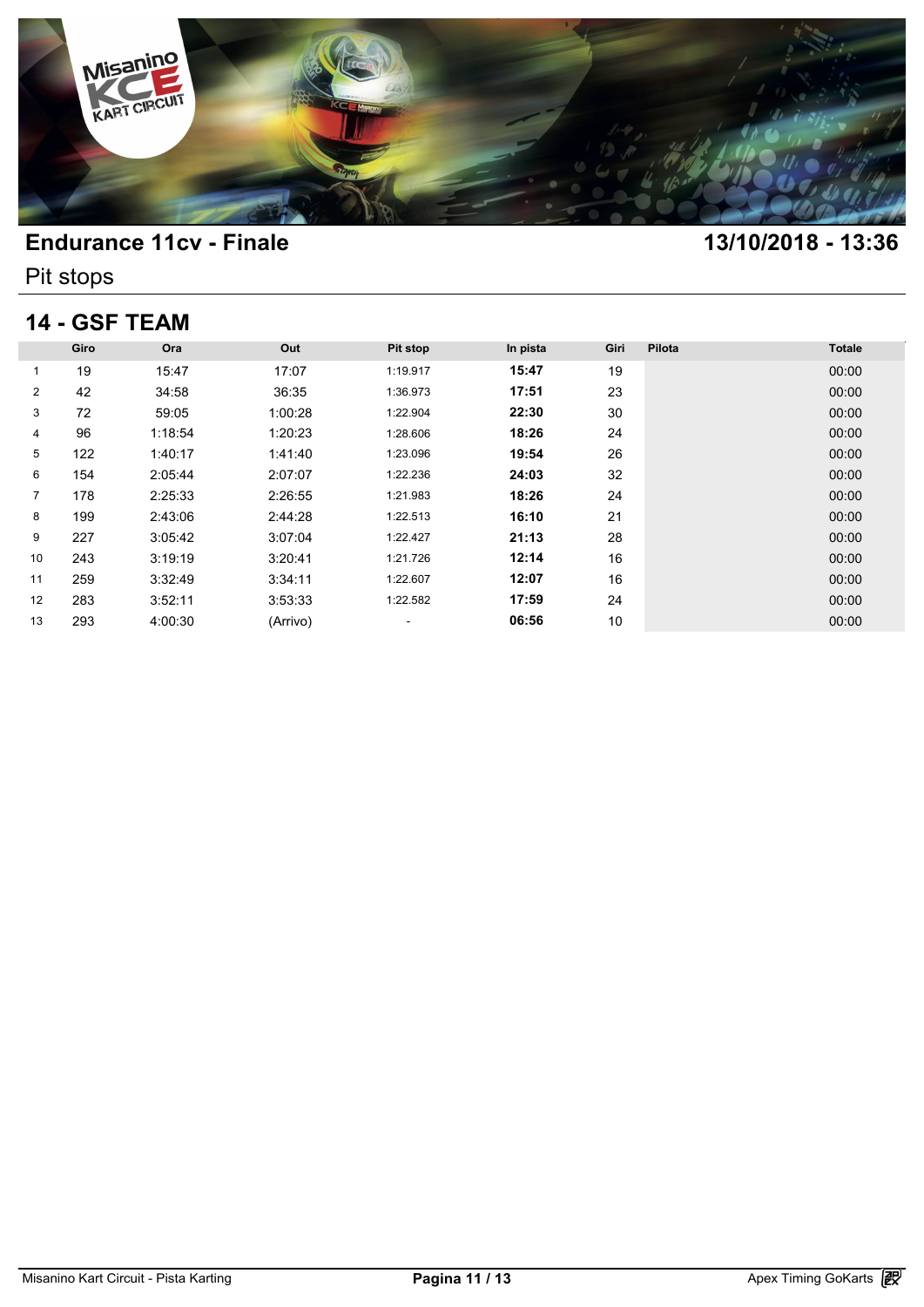# Endurance 11cv - Finale

**13/10/2018 - 13:36**

Pit stops

## 14 - GSF TEAM

| | Giro | Ora | Out | Pit stop | In pista | Giri | Pilota | Totale |
|---|---|---|---|---|---|---|---|---|
| 1 | 19 | 15:47 | 17:07 | 1:19.917 | **15:47** | 19 | | 00:00 |
| 2 | 42 | 34:58 | 36:35 | 1:36.973 | **17:51** | 23 | | 00:00 |
| 3 | 72 | 59:05 | 1:00:28 | 1:22.904 | **22:30** | 30 | | 00:00 |
| 4 | 96 | 1:18:54 | 1:20:23 | 1:28.606 | **18:26** | 24 | | 00:00 |
| 5 | 122 | 1:40:17 | 1:41:40 | 1:23.096 | **19:54** | 26 | | 00:00 |
| 6 | 154 | 2:05:44 | 2:07:07 | 1:22.236 | **24:03** | 32 | | 00:00 |
| 7 | 178 | 2:25:33 | 2:26:55 | 1:21.983 | **18:26** | 24 | | 00:00 |
| 8 | 199 | 2:43:06 | 2:44:28 | 1:22.513 | **16:10** | 21 | | 00:00 |
| 9 | 227 | 3:05:42 | 3:07:04 | 1:22.427 | **21:13** | 28 | | 00:00 |
| 10 | 243 | 3:19:19 | 3:20:41 | 1:21.726 | **12:14** | 16 | | 00:00 |
| 11 | 259 | 3:32:49 | 3:34:11 | 1:22.607 | **12:07** | 16 | | 00:00 |
| 12 | 283 | 3:52:11 | 3:53:33 | 1:22.582 | **17:59** | 24 | | 00:00 |
| 13 | 293 | 4:00:30 | (Arrivo) | - | **06:56** | 10 | | 00:00 |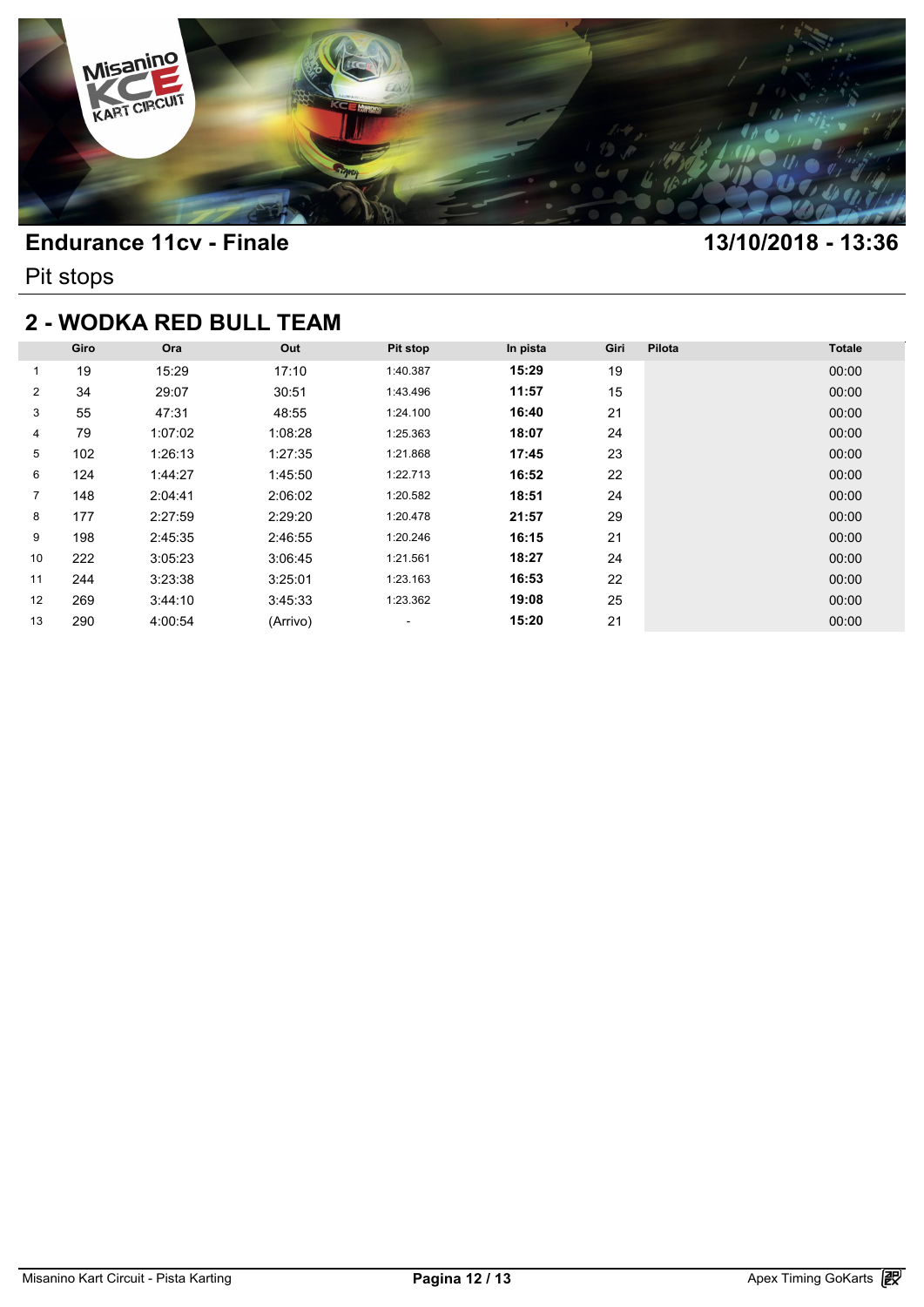# Endurance 11cv - Finale

**13/10/2018 - 13:36**

Pit stops

## 2 - WODKA RED BULL TEAM

| | Giro | Ora | Out | Pit stop | In pista | Giri | Pilota | Totale |
|---|---|---|---|---|---|---|---|---|
| 1 | 19 | 15:29 | 17:10 | 1:40.387 | **15:29** | 19 | | 00:00 |
| 2 | 34 | 29:07 | 30:51 | 1:43.496 | **11:57** | 15 | | 00:00 |
| 3 | 55 | 47:31 | 48:55 | 1:24.100 | **16:40** | 21 | | 00:00 |
| 4 | 79 | 1:07:02 | 1:08:28 | 1:25.363 | **18:07** | 24 | | 00:00 |
| 5 | 102 | 1:26:13 | 1:27:35 | 1:21.868 | **17:45** | 23 | | 00:00 |
| 6 | 124 | 1:44:27 | 1:45:50 | 1:22.713 | **16:52** | 22 | | 00:00 |
| 7 | 148 | 2:04:41 | 2:06:02 | 1:20.582 | **18:51** | 24 | | 00:00 |
| 8 | 177 | 2:27:59 | 2:29:20 | 1:20.478 | **21:57** | 29 | | 00:00 |
| 9 | 198 | 2:45:35 | 2:46:55 | 1:20.246 | **16:15** | 21 | | 00:00 |
| 10 | 222 | 3:05:23 | 3:06:45 | 1:21.561 | **18:27** | 24 | | 00:00 |
| 11 | 244 | 3:23:38 | 3:25:01 | 1:23.163 | **16:53** | 22 | | 00:00 |
| 12 | 269 | 3:44:10 | 3:45:33 | 1:23.362 | **19:08** | 25 | | 00:00 |
| 13 | 290 | 4:00:54 | (Arrivo) | - | **15:20** | 21 | | 00:00 |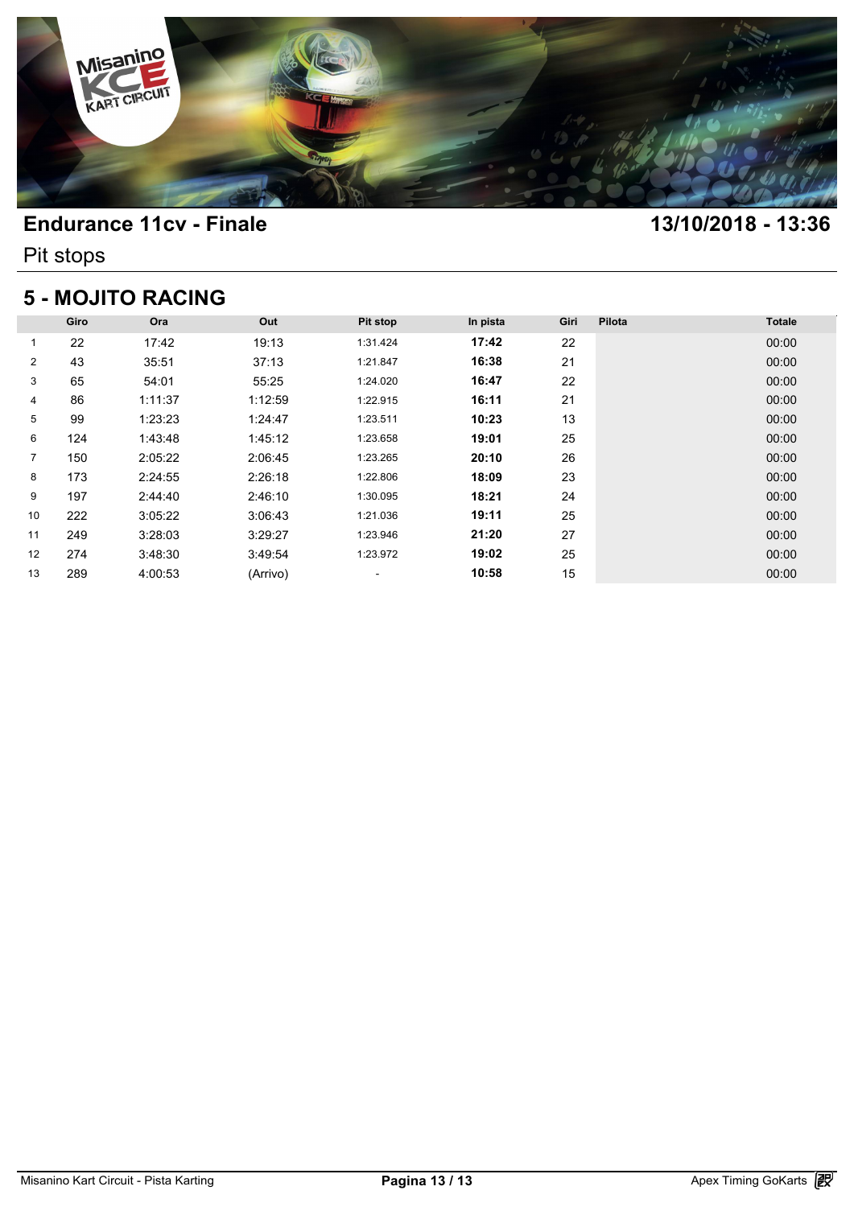# Endurance 11cv - Finale

**13/10/2018 - 13:36**

Pit stops

## 5 - MOJITO RACING

| | Giro | Ora | Out | Pit stop | In pista | Giri | Pilota | Totale |
|---|---|---|---|---|---|---|---|---|
| 1 | 22 | 17:42 | 19:13 | 1:31.424 | **17:42** | 22 | | 00:00 |
| 2 | 43 | 35:51 | 37:13 | 1:21.847 | **16:38** | 21 | | 00:00 |
| 3 | 65 | 54:01 | 55:25 | 1:24.020 | **16:47** | 22 | | 00:00 |
| 4 | 86 | 1:11:37 | 1:12:59 | 1:22.915 | **16:11** | 21 | | 00:00 |
| 5 | 99 | 1:23:23 | 1:24:47 | 1:23.511 | **10:23** | 13 | | 00:00 |
| 6 | 124 | 1:43:48 | 1:45:12 | 1:23.658 | **19:01** | 25 | | 00:00 |
| 7 | 150 | 2:05:22 | 2:06:45 | 1:23.265 | **20:10** | 26 | | 00:00 |
| 8 | 173 | 2:24:55 | 2:26:18 | 1:22.806 | **18:09** | 23 | | 00:00 |
| 9 | 197 | 2:44:40 | 2:46:10 | 1:30.095 | **18:21** | 24 | | 00:00 |
| 10 | 222 | 3:05:22 | 3:06:43 | 1:21.036 | **19:11** | 25 | | 00:00 |
| 11 | 249 | 3:28:03 | 3:29:27 | 1:23.946 | **21:20** | 27 | | 00:00 |
| 12 | 274 | 3:48:30 | 3:49:54 | 1:23.972 | **19:02** | 25 | | 00:00 |
| 13 | 289 | 4:00:53 | (Arrivo) | - | **10:58** | 15 | | 00:00 |